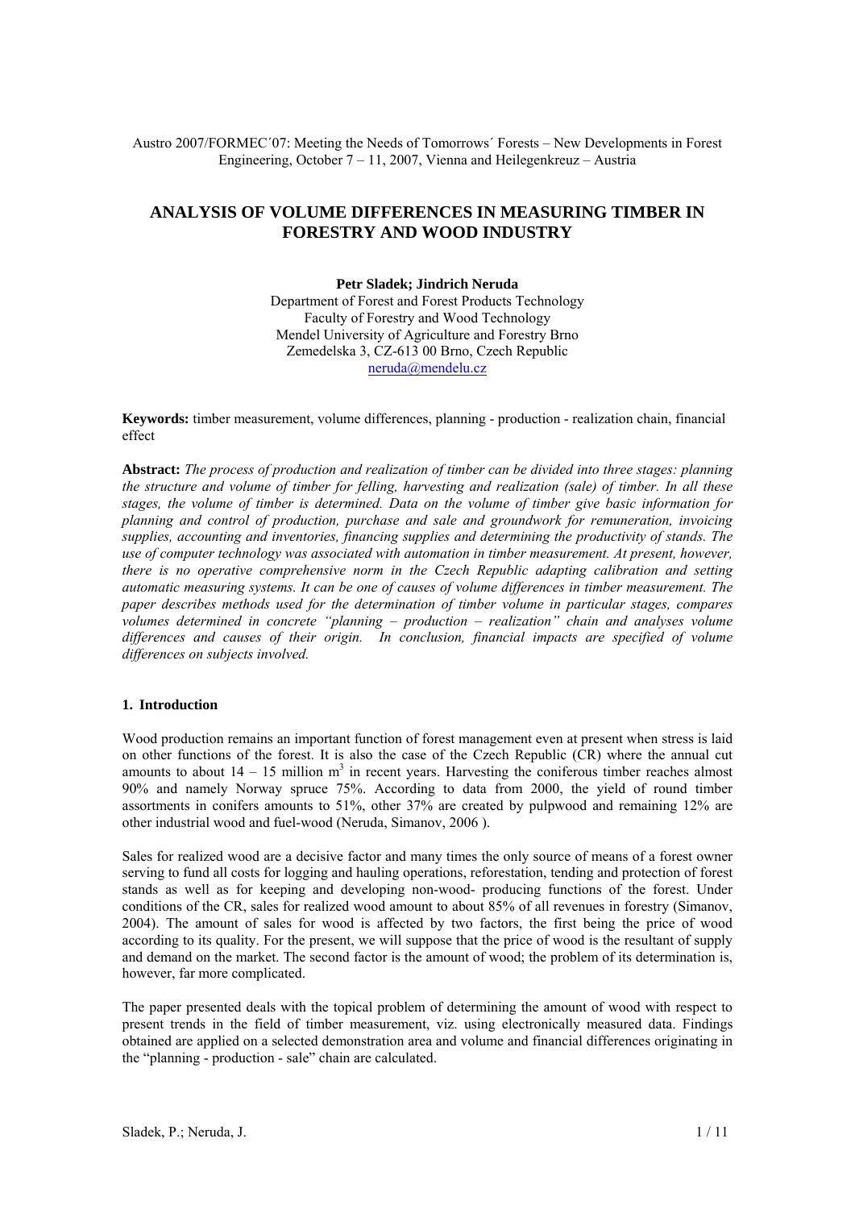Austro 2007/FORMEC´07: Meeting the Needs of Tomorrows´ Forests – New Developments in Forest Engineering, October 7 – 11, 2007, Vienna and Heilegenkreuz – Austria

# ANALYSIS OF VOLUME DIFFERENCES IN MEASURING TIMBER IN FORESTRY AND WOOD INDUSTRY

**Petr Sladek; Jindrich Neruda**
Department of Forest and Forest Products Technology
Faculty of Forestry and Wood Technology
Mendel University of Agriculture and Forestry Brno
Zemedelska 3, CZ-613 00 Brno, Czech Republic
neruda@mendelu.cz

**Keywords:** timber measurement, volume differences, planning - production - realization chain, financial effect

**Abstract:** *The process of production and realization of timber can be divided into three stages: planning the structure and volume of timber for felling, harvesting and realization (sale) of timber. In all these stages, the volume of timber is determined. Data on the volume of timber give basic information for planning and control of production, purchase and sale and groundwork for remuneration, invoicing supplies, accounting and inventories, financing supplies and determining the productivity of stands. The use of computer technology was associated with automation in timber measurement. At present, however, there is no operative comprehensive norm in the Czech Republic adapting calibration and setting automatic measuring systems. It can be one of causes of volume differences in timber measurement. The paper describes methods used for the determination of timber volume in particular stages, compares volumes determined in concrete "planning – production – realization" chain and analyses volume differences and causes of their origin. In conclusion, financial impacts are specified of volume differences on subjects involved.*

## 1. Introduction

Wood production remains an important function of forest management even at present when stress is laid on other functions of the forest. It is also the case of the Czech Republic (CR) where the annual cut amounts to about 14 – 15 million $m^3$ in recent years. Harvesting the coniferous timber reaches almost 90% and namely Norway spruce 75%. According to data from 2000, the yield of round timber assortments in conifers amounts to 51%, other 37% are created by pulpwood and remaining 12% are other industrial wood and fuel-wood (Neruda, Simanov, 2006 ).

Sales for realized wood are a decisive factor and many times the only source of means of a forest owner serving to fund all costs for logging and hauling operations, reforestation, tending and protection of forest stands as well as for keeping and developing non-wood- producing functions of the forest. Under conditions of the CR, sales for realized wood amount to about 85% of all revenues in forestry (Simanov, 2004). The amount of sales for wood is affected by two factors, the first being the price of wood according to its quality. For the present, we will suppose that the price of wood is the resultant of supply and demand on the market. The second factor is the amount of wood; the problem of its determination is, however, far more complicated.

The paper presented deals with the topical problem of determining the amount of wood with respect to present trends in the field of timber measurement, viz. using electronically measured data. Findings obtained are applied on a selected demonstration area and volume and financial differences originating in the "planning - production - sale" chain are calculated.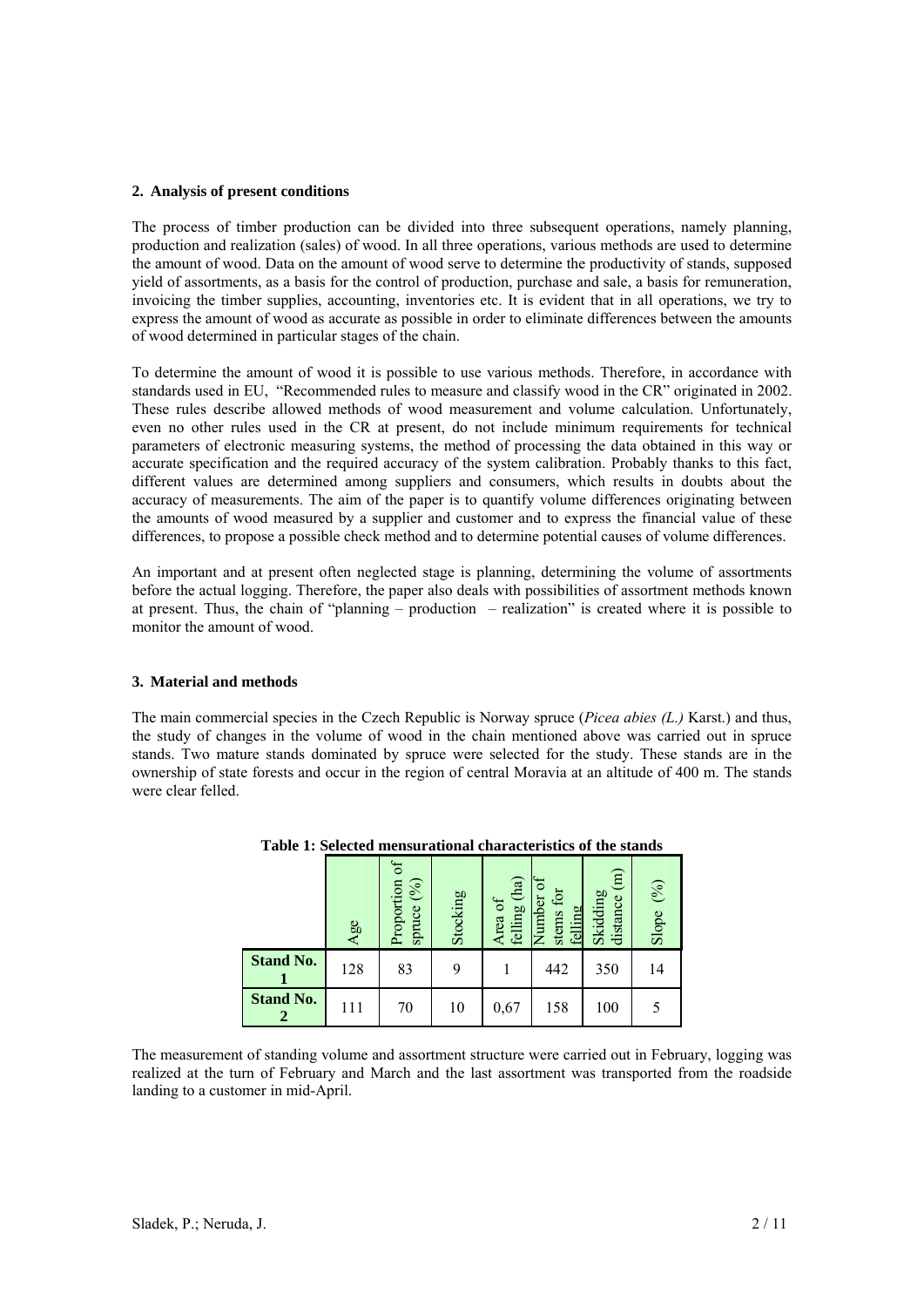## 2. Analysis of present conditions

The process of timber production can be divided into three subsequent operations, namely planning, production and realization (sales) of wood. In all three operations, various methods are used to determine the amount of wood. Data on the amount of wood serve to determine the productivity of stands, supposed yield of assortments, as a basis for the control of production, purchase and sale, a basis for remuneration, invoicing the timber supplies, accounting, inventories etc. It is evident that in all operations, we try to express the amount of wood as accurate as possible in order to eliminate differences between the amounts of wood determined in particular stages of the chain.

To determine the amount of wood it is possible to use various methods. Therefore, in accordance with standards used in EU, "Recommended rules to measure and classify wood in the CR" originated in 2002. These rules describe allowed methods of wood measurement and volume calculation. Unfortunately, even no other rules used in the CR at present, do not include minimum requirements for technical parameters of electronic measuring systems, the method of processing the data obtained in this way or accurate specification and the required accuracy of the system calibration. Probably thanks to this fact, different values are determined among suppliers and consumers, which results in doubts about the accuracy of measurements. The aim of the paper is to quantify volume differences originating between the amounts of wood measured by a supplier and customer and to express the financial value of these differences, to propose a possible check method and to determine potential causes of volume differences.

An important and at present often neglected stage is planning, determining the volume of assortments before the actual logging. Therefore, the paper also deals with possibilities of assortment methods known at present. Thus, the chain of "planning – production – realization" is created where it is possible to monitor the amount of wood.

## 3. Material and methods

The main commercial species in the Czech Republic is Norway spruce (*Picea abies (L.)* Karst.) and thus, the study of changes in the volume of wood in the chain mentioned above was carried out in spruce stands. Two mature stands dominated by spruce were selected for the study. These stands are in the ownership of state forests and occur in the region of central Moravia at an altitude of 400 m. The stands were clear felled.

**Table 1: Selected mensurational characteristics of the stands**

| | Age | Proportion of spruce (%) | Stocking | Area of felling (ha) | Number of stems for felling | Skidding distance (m) | Slope (%) |
|---|---|---|---|---|---|---|---|
| **Stand No. 1** | 128 | 83 | 9 | 1 | 442 | 350 | 14 |
| **Stand No. 2** | 111 | 70 | 10 | 0,67 | 158 | 100 | 5 |

The measurement of standing volume and assortment structure were carried out in February, logging was realized at the turn of February and March and the last assortment was transported from the roadside landing to a customer in mid-April.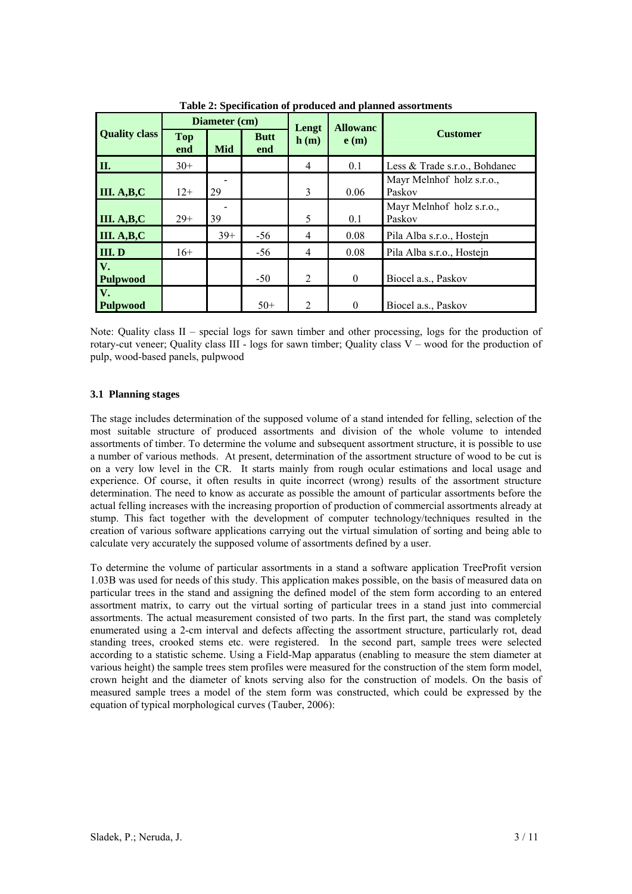**Table 2: Specification of produced and planned assortments**

| Quality class | Diameter (cm) | | | Length (m) | Allowance (m) | Customer |
|---|---|---|---|---|---|---|
| | Top end | Mid | Butt end | | | |
| **II.** | 30+ | | | 4 | 0.1 | Less & Trade s.r.o., Bohdanec |
| **III. A,B,C** | 12+ | -29 | | 3 | 0.06 | Mayr Melnhof holz s.r.o., Paskov |
| **III. A,B,C** | 29+ | -39 | | 5 | 0.1 | Mayr Melnhof holz s.r.o., Paskov |
| **III. A,B,C** | | 39+ | -56 | 4 | 0.08 | Pila Alba s.r.o., Hostejn |
| **III. D** | 16+ | | -56 | 4 | 0.08 | Pila Alba s.r.o., Hostejn |
| **V. Pulpwood** | | | -50 | 2 | 0 | Biocel a.s., Paskov |
| **V. Pulpwood** | | | 50+ | 2 | 0 | Biocel a.s., Paskov |

Note: Quality class II – special logs for sawn timber and other processing, logs for the production of rotary-cut veneer; Quality class III - logs for sawn timber; Quality class V – wood for the production of pulp, wood-based panels, pulpwood

### 3.1 Planning stages

The stage includes determination of the supposed volume of a stand intended for felling, selection of the most suitable structure of produced assortments and division of the whole volume to intended assortments of timber. To determine the volume and subsequent assortment structure, it is possible to use a number of various methods. At present, determination of the assortment structure of wood to be cut is on a very low level in the CR. It starts mainly from rough ocular estimations and local usage and experience. Of course, it often results in quite incorrect (wrong) results of the assortment structure determination. The need to know as accurate as possible the amount of particular assortments before the actual felling increases with the increasing proportion of production of commercial assortments already at stump. This fact together with the development of computer technology/techniques resulted in the creation of various software applications carrying out the virtual simulation of sorting and being able to calculate very accurately the supposed volume of assortments defined by a user.

To determine the volume of particular assortments in a stand a software application TreeProfit version 1.03B was used for needs of this study. This application makes possible, on the basis of measured data on particular trees in the stand and assigning the defined model of the stem form according to an entered assortment matrix, to carry out the virtual sorting of particular trees in a stand just into commercial assortments. The actual measurement consisted of two parts. In the first part, the stand was completely enumerated using a 2-cm interval and defects affecting the assortment structure, particularly rot, dead standing trees, crooked stems etc. were registered. In the second part, sample trees were selected according to a statistic scheme. Using a Field-Map apparatus (enabling to measure the stem diameter at various height) the sample trees stem profiles were measured for the construction of the stem form model, crown height and the diameter of knots serving also for the construction of models. On the basis of measured sample trees a model of the stem form was constructed, which could be expressed by the equation of typical morphological curves (Tauber, 2006):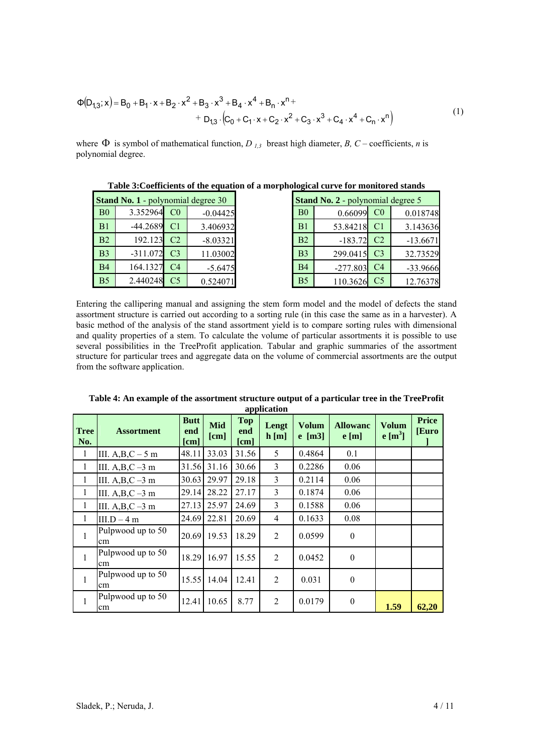$$\Phi(D_{1,3};x) = B_0 + B_1 \cdot x + B_2 \cdot x^2 + B_3 \cdot x^3 + B_4 \cdot x^4 + B_n \cdot x^n + \\ + D_{1,3} \cdot \left(C_0 + C_1 \cdot x + C_2 \cdot x^2 + C_3 \cdot x^3 + C_4 \cdot x^4 + C_n \cdot x^n\right) \tag{1}$$

where $\Phi$ is symbol of mathematical function, $D_{1,3}$ breast high diameter, *B, C* – coefficients, *n* is polynomial degree.

**Table 3:Coefficients of the equation of a morphological curve for monitored stands**

| **Stand No. 1** - polynomial degree 30 | | | |
|---|---|---|---|
| B0 | 3.352964 | C0 | -0.04425 |
| B1 | -44.2689 | C1 | 3.406932 |
| B2 | 192.123 | C2 | -8.03321 |
| B3 | -311.072 | C3 | 11.03002 |
| B4 | 164.1327 | C4 | -5.6475 |
| B5 | 2.440248 | C5 | 0.524071 |

| **Stand No. 2** - polynomial degree 5 | | | |
|---|---|---|---|
| B0 | 0.66099 | C0 | 0.018748 |
| B1 | 53.84218 | C1 | 3.143636 |
| B2 | -183.72 | C2 | -13.6671 |
| B3 | 299.0415 | C3 | 32.73529 |
| B4 | -277.803 | C4 | -33.9666 |
| B5 | 110.3626 | C5 | 12.76378 |

Entering the callipering manual and assigning the stem form model and the model of defects the stand assortment structure is carried out according to a sorting rule (in this case the same as in a harvester). A basic method of the analysis of the stand assortment yield is to compare sorting rules with dimensional and quality properties of a stem. To calculate the volume of particular assortments it is possible to use several possibilities in the TreeProfit application. Tabular and graphic summaries of the assortment structure for particular trees and aggregate data on the volume of commercial assortments are the output from the software application.

**Table 4: An example of the assortment structure output of a particular tree in the TreeProfit application**

| Tree No. | Assortment | Butt end [cm] | Mid [cm] | Top end [cm] | Length [m] | Volume [m3] | Allowance [m] | Volume [m$^3$] | Price [Euro] |
|---|---|---|---|---|---|---|---|---|---|
| 1 | III. A,B,C – 5 m | 48.11 | 33.03 | 31.56 | 5 | 0.4864 | 0.1 | | |
| 1 | III. A,B,C –3 m | 31.56 | 31.16 | 30.66 | 3 | 0.2286 | 0.06 | | |
| 1 | III. A,B,C –3 m | 30.63 | 29.97 | 29.18 | 3 | 0.2114 | 0.06 | | |
| 1 | III. A,B,C –3 m | 29.14 | 28.22 | 27.17 | 3 | 0.1874 | 0.06 | | |
| 1 | III. A,B,C –3 m | 27.13 | 25.97 | 24.69 | 3 | 0.1588 | 0.06 | | |
| 1 | III.D – 4 m | 24.69 | 22.81 | 20.69 | 4 | 0.1633 | 0.08 | | |
| 1 | Pulpwood up to 50 cm | 20.69 | 19.53 | 18.29 | 2 | 0.0599 | 0 | | |
| 1 | Pulpwood up to 50 cm | 18.29 | 16.97 | 15.55 | 2 | 0.0452 | 0 | | |
| 1 | Pulpwood up to 50 cm | 15.55 | 14.04 | 12.41 | 2 | 0.031 | 0 | | |
| 1 | Pulpwood up to 50 cm | 12.41 | 10.65 | 8.77 | 2 | 0.0179 | 0 | **1.59** | **62,20** |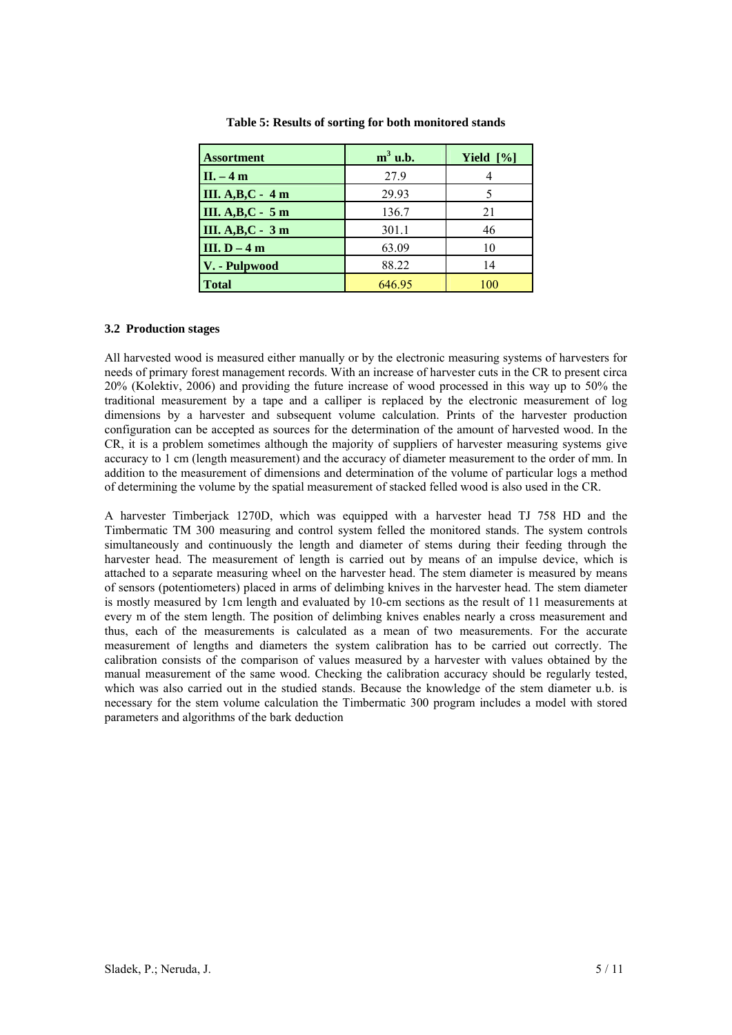**Table 5: Results of sorting for both monitored stands**

| Assortment | $m^3$ u.b. | Yield [%] |
|---|---|---|
| **II. – 4 m** | 27.9 | 4 |
| **III. A,B,C - 4 m** | 29.93 | 5 |
| **III. A,B,C - 5 m** | 136.7 | 21 |
| **III. A,B,C - 3 m** | 301.1 | 46 |
| **III. D – 4 m** | 63.09 | 10 |
| **V. - Pulpwood** | 88.22 | 14 |
| **Total** | 646.95 | 100 |

### 3.2 Production stages

All harvested wood is measured either manually or by the electronic measuring systems of harvesters for needs of primary forest management records. With an increase of harvester cuts in the CR to present circa 20% (Kolektiv, 2006) and providing the future increase of wood processed in this way up to 50% the traditional measurement by a tape and a calliper is replaced by the electronic measurement of log dimensions by a harvester and subsequent volume calculation. Prints of the harvester production configuration can be accepted as sources for the determination of the amount of harvested wood. In the CR, it is a problem sometimes although the majority of suppliers of harvester measuring systems give accuracy to 1 cm (length measurement) and the accuracy of diameter measurement to the order of mm. In addition to the measurement of dimensions and determination of the volume of particular logs a method of determining the volume by the spatial measurement of stacked felled wood is also used in the CR.

A harvester Timberjack 1270D, which was equipped with a harvester head TJ 758 HD and the Timbermatic TM 300 measuring and control system felled the monitored stands. The system controls simultaneously and continuously the length and diameter of stems during their feeding through the harvester head. The measurement of length is carried out by means of an impulse device, which is attached to a separate measuring wheel on the harvester head. The stem diameter is measured by means of sensors (potentiometers) placed in arms of delimbing knives in the harvester head. The stem diameter is mostly measured by 1cm length and evaluated by 10-cm sections as the result of 11 measurements at every m of the stem length. The position of delimbing knives enables nearly a cross measurement and thus, each of the measurements is calculated as a mean of two measurements. For the accurate measurement of lengths and diameters the system calibration has to be carried out correctly. The calibration consists of the comparison of values measured by a harvester with values obtained by the manual measurement of the same wood. Checking the calibration accuracy should be regularly tested, which was also carried out in the studied stands. Because the knowledge of the stem diameter u.b. is necessary for the stem volume calculation the Timbermatic 300 program includes a model with stored parameters and algorithms of the bark deduction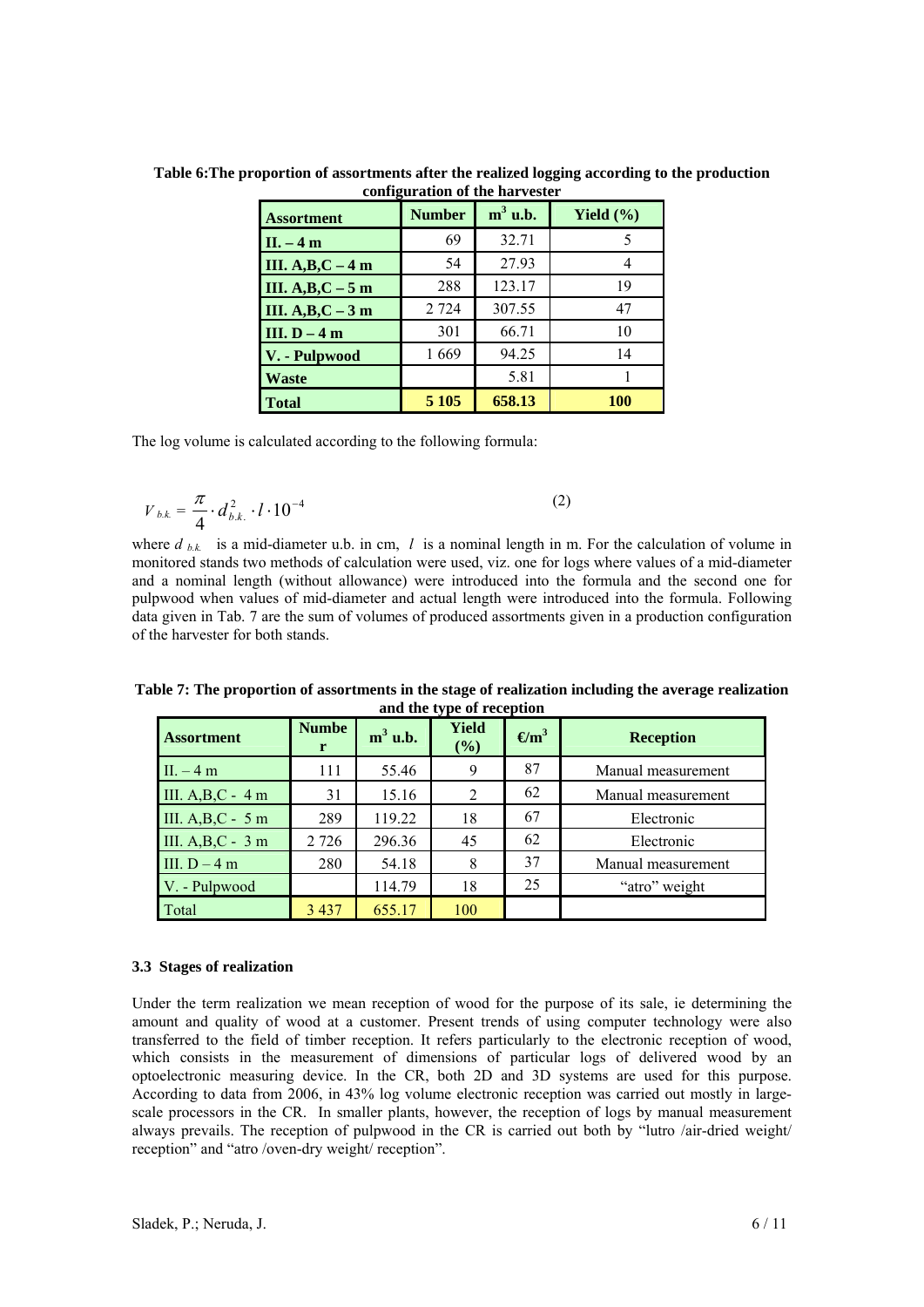**Table 6:The proportion of assortments after the realized logging according to the production configuration of the harvester**

| Assortment | Number | $m^3$ u.b. | Yield (%) |
|---|---|---|---|
| **II. – 4 m** | 69 | 32.71 | 5 |
| **III. A,B,C – 4 m** | 54 | 27.93 | 4 |
| **III. A,B,C – 5 m** | 288 | 123.17 | 19 |
| **III. A,B,C – 3 m** | 2 724 | 307.55 | 47 |
| **III. D – 4 m** | 301 | 66.71 | 10 |
| **V. - Pulpwood** | 1 669 | 94.25 | 14 |
| **Waste** | | 5.81 | 1 |
| **Total** | **5 105** | **658.13** | **100** |

The log volume is calculated according to the following formula:

$$V_{b.k.} = \frac{\pi}{4} \cdot d_{b.k.}^2 \cdot l \cdot 10^{-4} \tag{2}$$

where $d_{b.k.}$ is a mid-diameter u.b. in cm, $l$ is a nominal length in m. For the calculation of volume in monitored stands two methods of calculation were used, viz. one for logs where values of a mid-diameter and a nominal length (without allowance) were introduced into the formula and the second one for pulpwood when values of mid-diameter and actual length were introduced into the formula. Following data given in Tab. 7 are the sum of volumes of produced assortments given in a production configuration of the harvester for both stands.

**Table 7: The proportion of assortments in the stage of realization including the average realization and the type of reception**

| Assortment | Number | $m^3$ u.b. | Yield (%) | €/$m^3$ | Reception |
|---|---|---|---|---|---|
| II. – 4 m | 111 | 55.46 | 9 | 87 | Manual measurement |
| III. A,B,C - 4 m | 31 | 15.16 | 2 | 62 | Manual measurement |
| III. A,B,C - 5 m | 289 | 119.22 | 18 | 67 | Electronic |
| III. A,B,C - 3 m | 2 726 | 296.36 | 45 | 62 | Electronic |
| III. D – 4 m | 280 | 54.18 | 8 | 37 | Manual measurement |
| V. - Pulpwood | | 114.79 | 18 | 25 | "atro" weight |
| Total | 3 437 | 655.17 | 100 | | |

### 3.3 Stages of realization

Under the term realization we mean reception of wood for the purpose of its sale, ie determining the amount and quality of wood at a customer. Present trends of using computer technology were also transferred to the field of timber reception. It refers particularly to the electronic reception of wood, which consists in the measurement of dimensions of particular logs of delivered wood by an optoelectronic measuring device. In the CR, both 2D and 3D systems are used for this purpose. According to data from 2006, in 43% log volume electronic reception was carried out mostly in large-scale processors in the CR. In smaller plants, however, the reception of logs by manual measurement always prevails. The reception of pulpwood in the CR is carried out both by "lutro /air-dried weight/ reception" and "atro /oven-dry weight/ reception".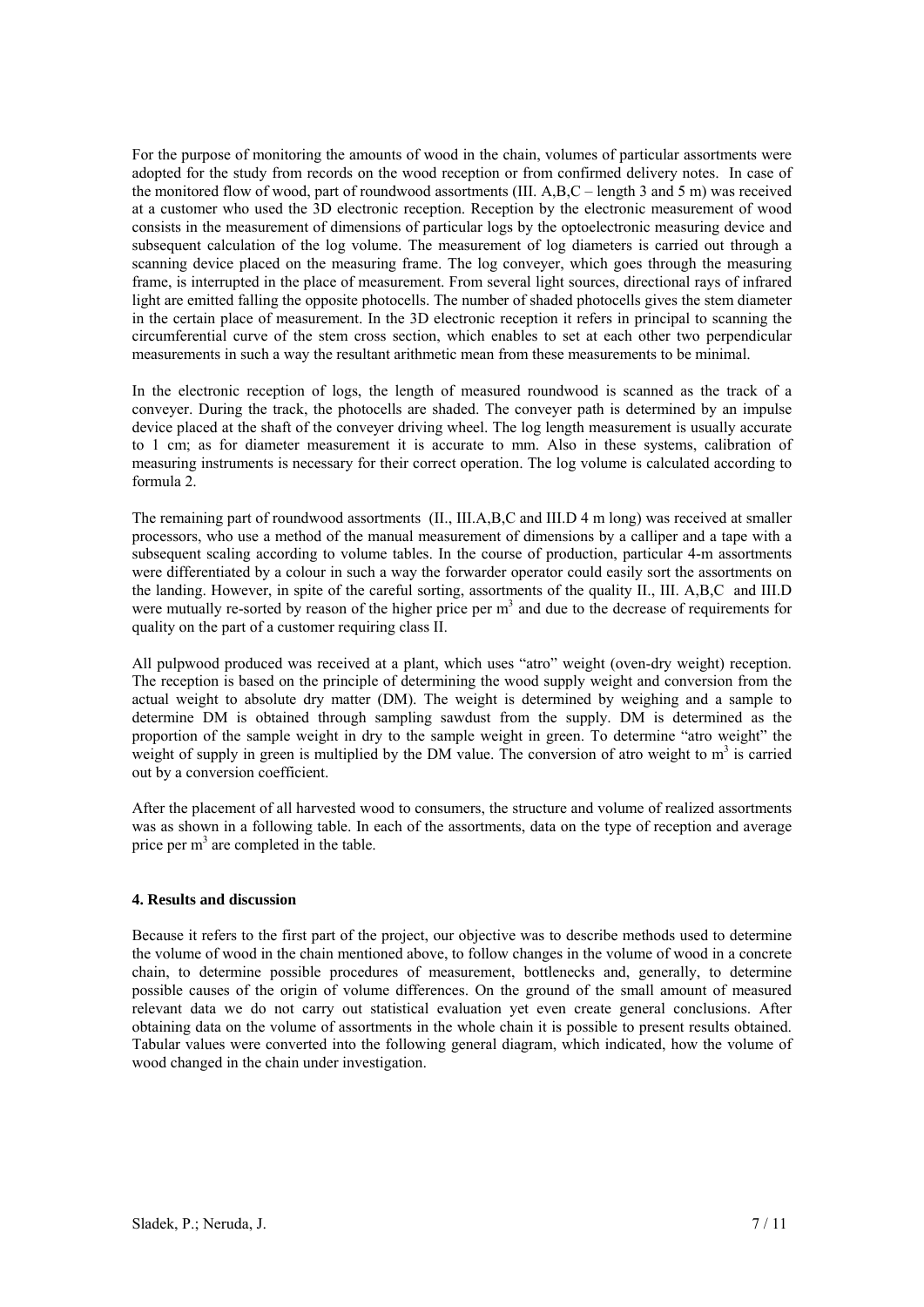For the purpose of monitoring the amounts of wood in the chain, volumes of particular assortments were adopted for the study from records on the wood reception or from confirmed delivery notes. In case of the monitored flow of wood, part of roundwood assortments (III. A,B,C – length 3 and 5 m) was received at a customer who used the 3D electronic reception. Reception by the electronic measurement of wood consists in the measurement of dimensions of particular logs by the optoelectronic measuring device and subsequent calculation of the log volume. The measurement of log diameters is carried out through a scanning device placed on the measuring frame. The log conveyer, which goes through the measuring frame, is interrupted in the place of measurement. From several light sources, directional rays of infrared light are emitted falling the opposite photocells. The number of shaded photocells gives the stem diameter in the certain place of measurement. In the 3D electronic reception it refers in principal to scanning the circumferential curve of the stem cross section, which enables to set at each other two perpendicular measurements in such a way the resultant arithmetic mean from these measurements to be minimal.

In the electronic reception of logs, the length of measured roundwood is scanned as the track of a conveyer. During the track, the photocells are shaded. The conveyer path is determined by an impulse device placed at the shaft of the conveyer driving wheel. The log length measurement is usually accurate to 1 cm; as for diameter measurement it is accurate to mm. Also in these systems, calibration of measuring instruments is necessary for their correct operation. The log volume is calculated according to formula 2.

The remaining part of roundwood assortments (II., III.A,B,C and III.D 4 m long) was received at smaller processors, who use a method of the manual measurement of dimensions by a calliper and a tape with a subsequent scaling according to volume tables. In the course of production, particular 4-m assortments were differentiated by a colour in such a way the forwarder operator could easily sort the assortments on the landing. However, in spite of the careful sorting, assortments of the quality II., III. A,B,C and III.D were mutually re-sorted by reason of the higher price per $m^3$ and due to the decrease of requirements for quality on the part of a customer requiring class II.

All pulpwood produced was received at a plant, which uses "atro" weight (oven-dry weight) reception. The reception is based on the principle of determining the wood supply weight and conversion from the actual weight to absolute dry matter (DM). The weight is determined by weighing and a sample to determine DM is obtained through sampling sawdust from the supply. DM is determined as the proportion of the sample weight in dry to the sample weight in green. To determine "atro weight" the weight of supply in green is multiplied by the DM value. The conversion of atro weight to $m^3$ is carried out by a conversion coefficient.

After the placement of all harvested wood to consumers, the structure and volume of realized assortments was as shown in a following table. In each of the assortments, data on the type of reception and average price per $m^3$ are completed in the table.

## 4. Results and discussion

Because it refers to the first part of the project, our objective was to describe methods used to determine the volume of wood in the chain mentioned above, to follow changes in the volume of wood in a concrete chain, to determine possible procedures of measurement, bottlenecks and, generally, to determine possible causes of the origin of volume differences. On the ground of the small amount of measured relevant data we do not carry out statistical evaluation yet even create general conclusions. After obtaining data on the volume of assortments in the whole chain it is possible to present results obtained. Tabular values were converted into the following general diagram, which indicated, how the volume of wood changed in the chain under investigation.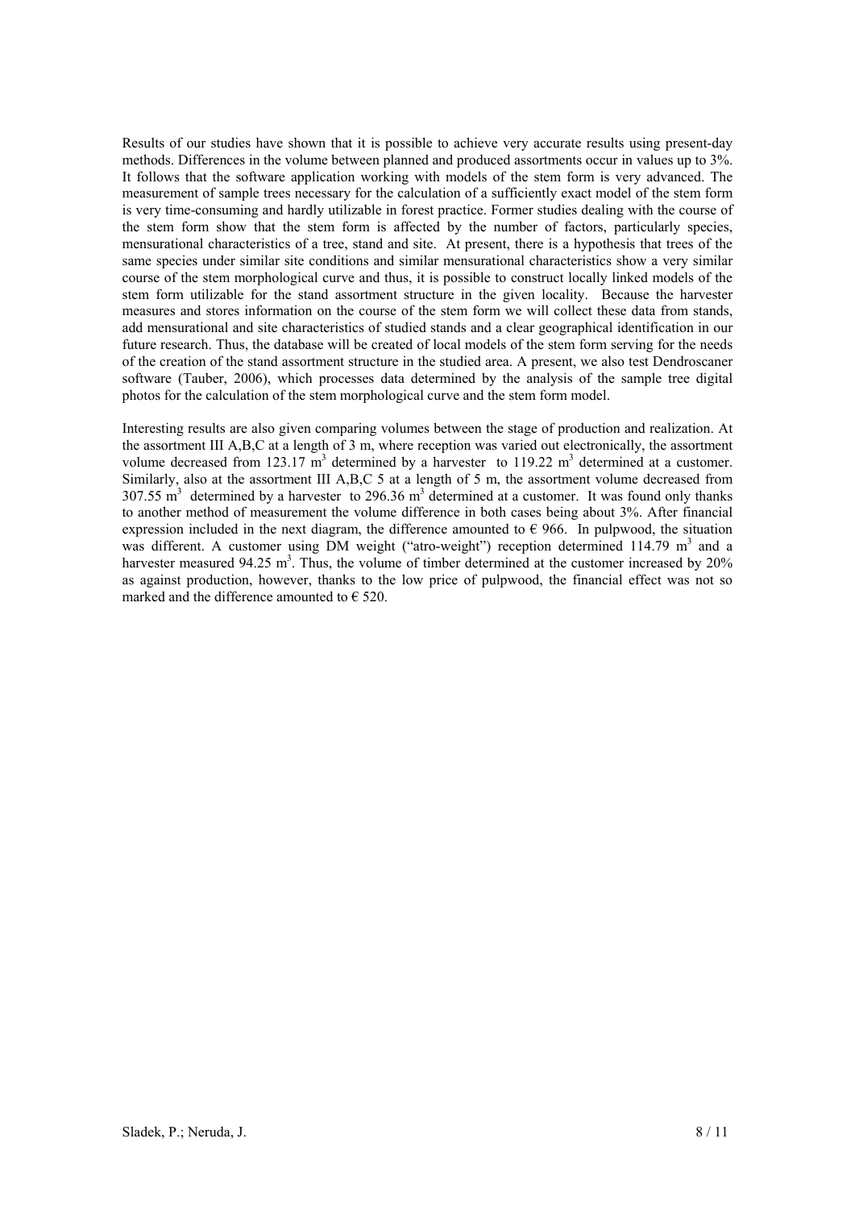Results of our studies have shown that it is possible to achieve very accurate results using present-day methods. Differences in the volume between planned and produced assortments occur in values up to 3%. It follows that the software application working with models of the stem form is very advanced. The measurement of sample trees necessary for the calculation of a sufficiently exact model of the stem form is very time-consuming and hardly utilizable in forest practice. Former studies dealing with the course of the stem form show that the stem form is affected by the number of factors, particularly species, mensurational characteristics of a tree, stand and site. At present, there is a hypothesis that trees of the same species under similar site conditions and similar mensurational characteristics show a very similar course of the stem morphological curve and thus, it is possible to construct locally linked models of the stem form utilizable for the stand assortment structure in the given locality. Because the harvester measures and stores information on the course of the stem form we will collect these data from stands, add mensurational and site characteristics of studied stands and a clear geographical identification in our future research. Thus, the database will be created of local models of the stem form serving for the needs of the creation of the stand assortment structure in the studied area. A present, we also test Dendroscaner software (Tauber, 2006), which processes data determined by the analysis of the sample tree digital photos for the calculation of the stem morphological curve and the stem form model.

Interesting results are also given comparing volumes between the stage of production and realization. At the assortment III A,B,C at a length of 3 m, where reception was varied out electronically, the assortment volume decreased from 123.17 $m^3$ determined by a harvester to 119.22 $m^3$ determined at a customer. Similarly, also at the assortment III A,B,C 5 at a length of 5 m, the assortment volume decreased from 307.55 $m^3$ determined by a harvester to 296.36 $m^3$ determined at a customer. It was found only thanks to another method of measurement the volume difference in both cases being about 3%. After financial expression included in the next diagram, the difference amounted to € 966. In pulpwood, the situation was different. A customer using DM weight ("atro-weight") reception determined 114.79 $m^3$ and a harvester measured 94.25 $m^3$. Thus, the volume of timber determined at the customer increased by 20% as against production, however, thanks to the low price of pulpwood, the financial effect was not so marked and the difference amounted to € 520.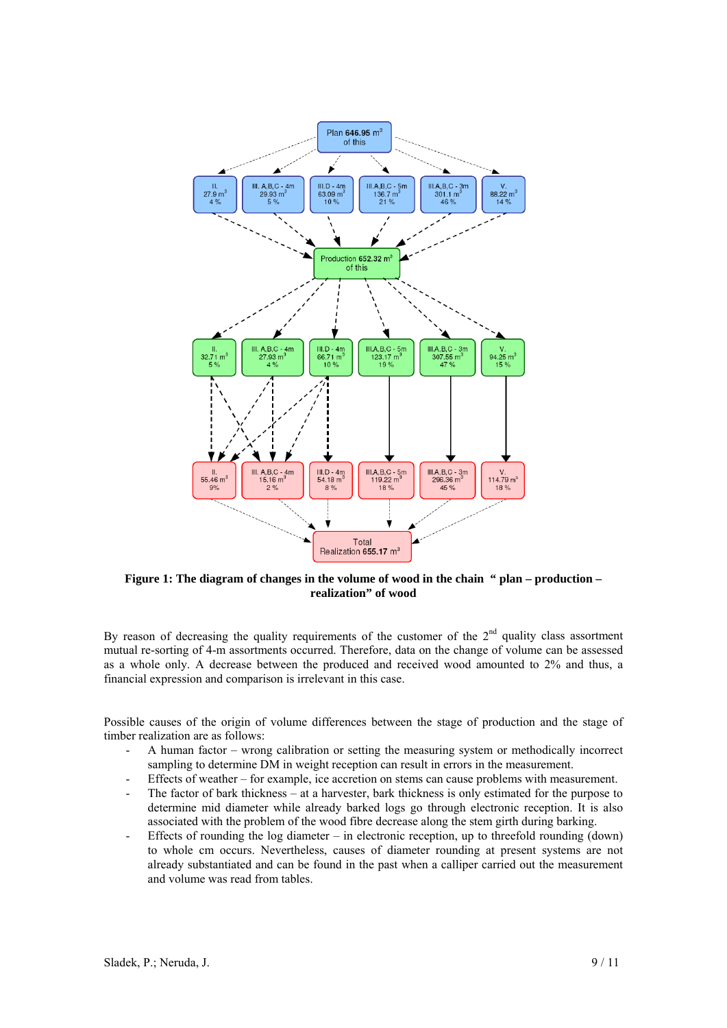**Figure 1: The diagram of changes in the volume of wood in the chain " plan – production – realization" of wood**

By reason of decreasing the quality requirements of the customer of the 2nd quality class assortment mutual re-sorting of 4-m assortments occurred. Therefore, data on the change of volume can be assessed as a whole only. A decrease between the produced and received wood amounted to 2% and thus, a financial expression and comparison is irrelevant in this case.

Possible causes of the origin of volume differences between the stage of production and the stage of timber realization are as follows:

- A human factor – wrong calibration or setting the measuring system or methodically incorrect sampling to determine DM in weight reception can result in errors in the measurement.
- Effects of weather – for example, ice accretion on stems can cause problems with measurement.
- The factor of bark thickness – at a harvester, bark thickness is only estimated for the purpose to determine mid diameter while already barked logs go through electronic reception. It is also associated with the problem of the wood fibre decrease along the stem girth during barking.
- Effects of rounding the log diameter – in electronic reception, up to threefold rounding (down) to whole cm occurs. Nevertheless, causes of diameter rounding at present systems are not already substantiated and can be found in the past when a calliper carried out the measurement and volume was read from tables.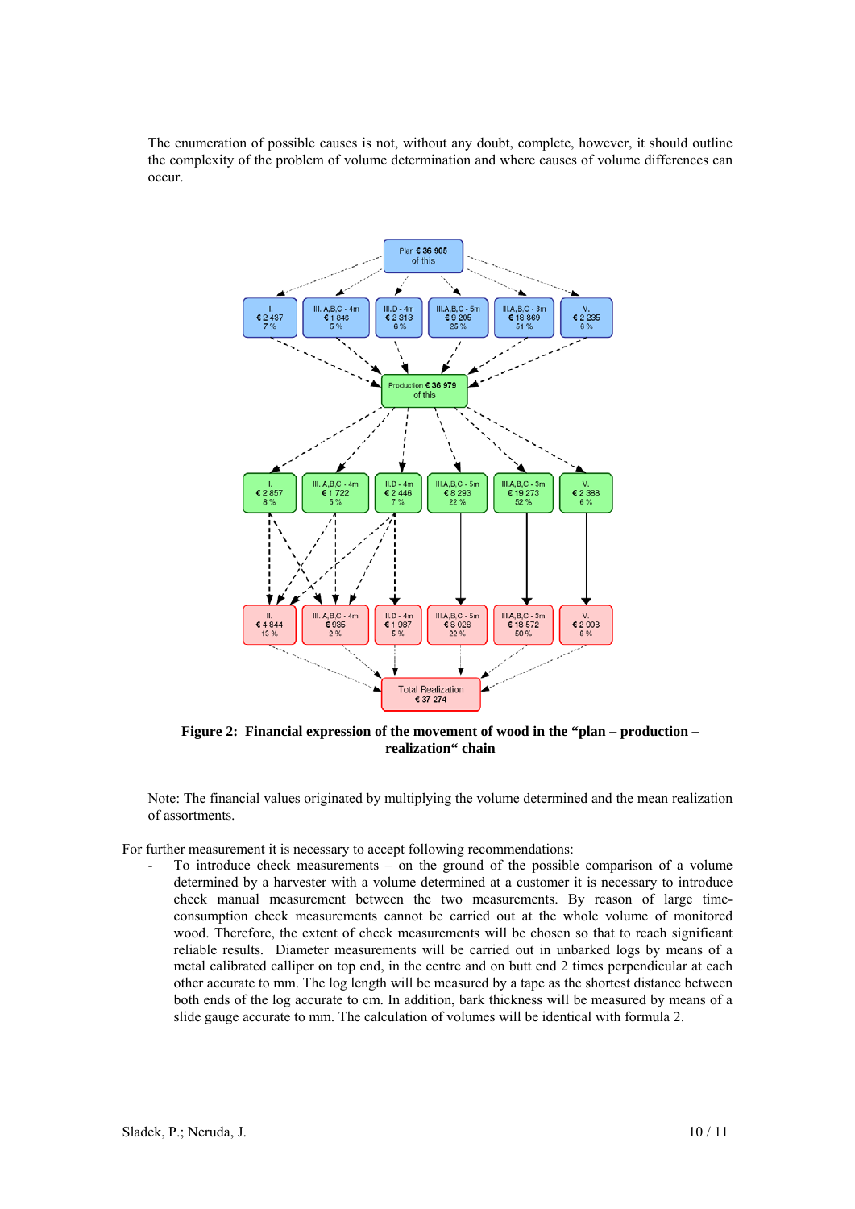The enumeration of possible causes is not, without any doubt, complete, however, it should outline the complexity of the problem of volume determination and where causes of volume differences can occur.

**Figure 2: Financial expression of the movement of wood in the "plan – production – realization" chain**

Note: The financial values originated by multiplying the volume determined and the mean realization of assortments.

For further measurement it is necessary to accept following recommendations:

- To introduce check measurements – on the ground of the possible comparison of a volume determined by a harvester with a volume determined at a customer it is necessary to introduce check manual measurement between the two measurements. By reason of large time-consumption check measurements cannot be carried out at the whole volume of monitored wood. Therefore, the extent of check measurements will be chosen so that to reach significant reliable results. Diameter measurements will be carried out in unbarked logs by means of a metal calibrated calliper on top end, in the centre and on butt end 2 times perpendicular at each other accurate to mm. The log length will be measured by a tape as the shortest distance between both ends of the log accurate to cm. In addition, bark thickness will be measured by means of a slide gauge accurate to mm. The calculation of volumes will be identical with formula 2.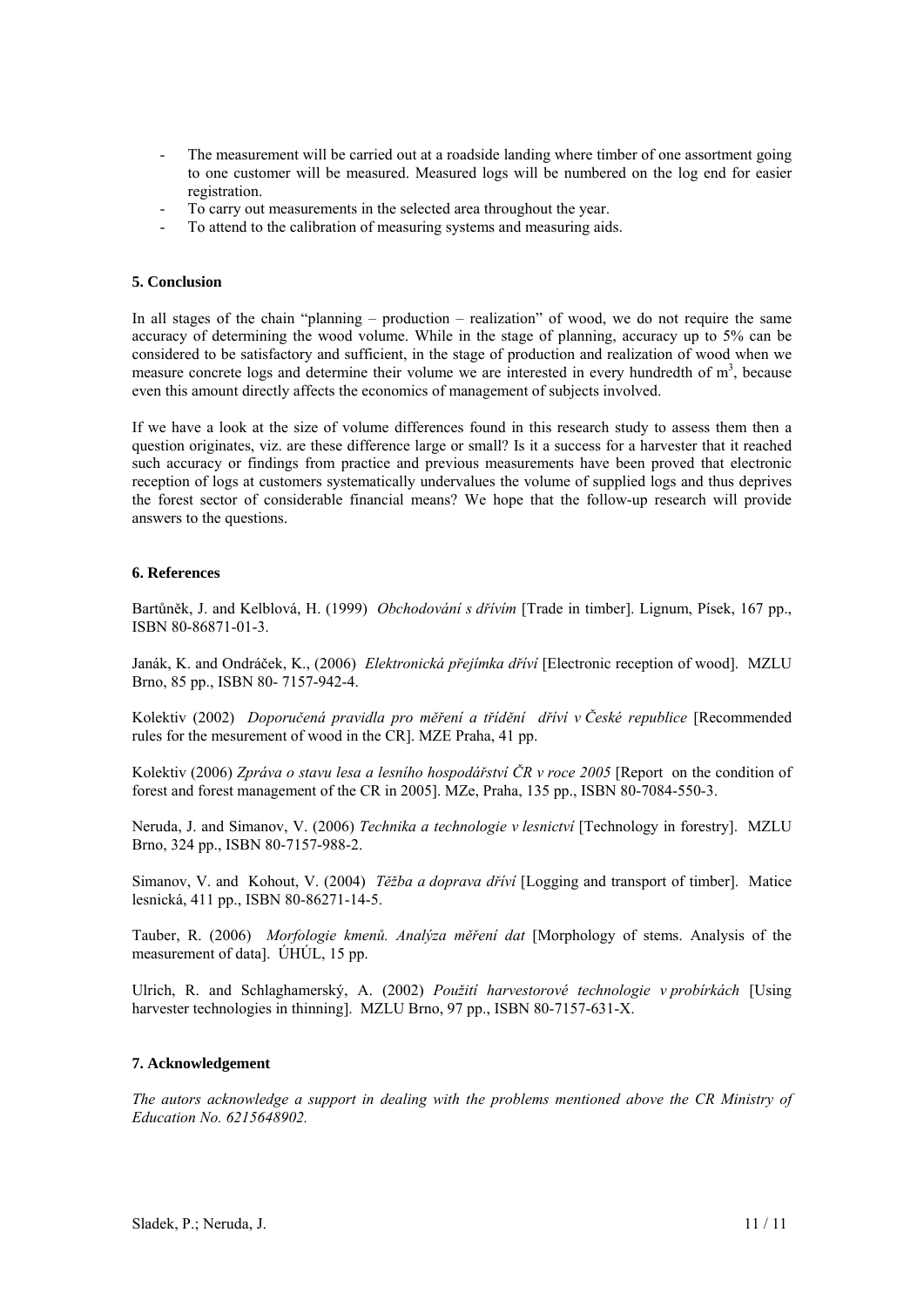- The measurement will be carried out at a roadside landing where timber of one assortment going to one customer will be measured. Measured logs will be numbered on the log end for easier registration.
- To carry out measurements in the selected area throughout the year.
- To attend to the calibration of measuring systems and measuring aids.

## 5. Conclusion

In all stages of the chain "planning – production – realization" of wood, we do not require the same accuracy of determining the wood volume. While in the stage of planning, accuracy up to 5% can be considered to be satisfactory and sufficient, in the stage of production and realization of wood when we measure concrete logs and determine their volume we are interested in every hundredth of $m^3$, because even this amount directly affects the economics of management of subjects involved.

If we have a look at the size of volume differences found in this research study to assess them then a question originates, viz. are these difference large or small? Is it a success for a harvester that it reached such accuracy or findings from practice and previous measurements have been proved that electronic reception of logs at customers systematically undervalues the volume of supplied logs and thus deprives the forest sector of considerable financial means? We hope that the follow-up research will provide answers to the questions.

## 6. References

Bartůněk, J. and Kelblová, H. (1999) *Obchodování s dřívím* [Trade in timber]. Lignum, Písek, 167 pp., ISBN 80-86871-01-3.

Janák, K. and Ondráček, K., (2006) *Elektronická přejímka dříví* [Electronic reception of wood]. MZLU Brno, 85 pp., ISBN 80- 7157-942-4.

Kolektiv (2002) *Doporučená pravidla pro měření a třídění dříví v České republice* [Recommended rules for the mesurement of wood in the CR]. MZE Praha, 41 pp.

Kolektiv (2006) *Zpráva o stavu lesa a lesního hospodářství ČR v roce 2005* [Report on the condition of forest and forest management of the CR in 2005]. MZe, Praha, 135 pp., ISBN 80-7084-550-3.

Neruda, J. and Simanov, V. (2006) *Technika a technologie v lesnictví* [Technology in forestry]. MZLU Brno, 324 pp., ISBN 80-7157-988-2.

Simanov, V. and Kohout, V. (2004) *Těžba a doprava dříví* [Logging and transport of timber]. Matice lesnická, 411 pp., ISBN 80-86271-14-5.

Tauber, R. (2006) *Morfologie kmenů. Analýza měření dat* [Morphology of stems. Analysis of the measurement of data]. ÚHÚL, 15 pp.

Ulrich, R. and Schlaghamerský, A. (2002) *Použití harvestorové technologie v probírkách* [Using harvester technologies in thinning]. MZLU Brno, 97 pp., ISBN 80-7157-631-X.

## 7. Acknowledgement

*The autors acknowledge a support in dealing with the problems mentioned above the CR Ministry of Education No. 6215648902.*